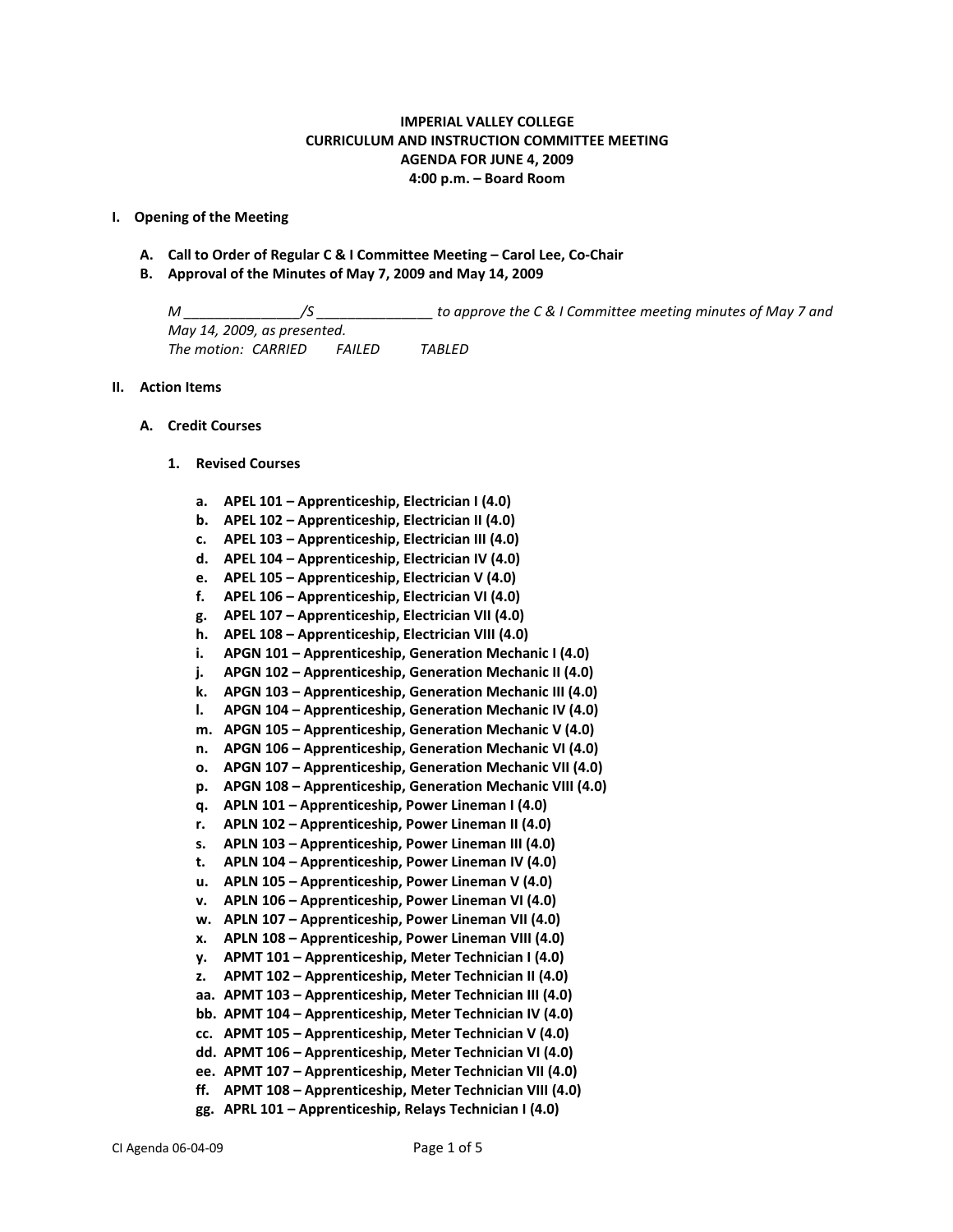# IMPERIAL VALLEY COLLEGE
# CURRICULUM AND INSTRUCTION COMMITTEE MEETING
# AGENDA FOR JUNE 4, 2009
# 4:00 p.m. – Board Room

## I. Opening of the Meeting

### A. Call to Order of Regular C & I Committee Meeting – Carol Lee, Co-Chair

### B. Approval of the Minutes of May 7, 2009 and May 14, 2009

*M _______________/S _______________ to approve the C & I Committee meeting minutes of May 7 and May 14, 2009, as presented.*
*The motion: CARRIED FAILED TABLED*

## II. Action Items

### A. Credit Courses

#### 1. Revised Courses

- **a. APEL 101 – Apprenticeship, Electrician I (4.0)**
- **b. APEL 102 – Apprenticeship, Electrician II (4.0)**
- **c. APEL 103 – Apprenticeship, Electrician III (4.0)**
- **d. APEL 104 – Apprenticeship, Electrician IV (4.0)**
- **e. APEL 105 – Apprenticeship, Electrician V (4.0)**
- **f. APEL 106 – Apprenticeship, Electrician VI (4.0)**
- **g. APEL 107 – Apprenticeship, Electrician VII (4.0)**
- **h. APEL 108 – Apprenticeship, Electrician VIII (4.0)**
- **i. APGN 101 – Apprenticeship, Generation Mechanic I (4.0)**
- **j. APGN 102 – Apprenticeship, Generation Mechanic II (4.0)**
- **k. APGN 103 – Apprenticeship, Generation Mechanic III (4.0)**
- **l. APGN 104 – Apprenticeship, Generation Mechanic IV (4.0)**
- **m. APGN 105 – Apprenticeship, Generation Mechanic V (4.0)**
- **n. APGN 106 – Apprenticeship, Generation Mechanic VI (4.0)**
- **o. APGN 107 – Apprenticeship, Generation Mechanic VII (4.0)**
- **p. APGN 108 – Apprenticeship, Generation Mechanic VIII (4.0)**
- **q. APLN 101 – Apprenticeship, Power Lineman I (4.0)**
- **r. APLN 102 – Apprenticeship, Power Lineman II (4.0)**
- **s. APLN 103 – Apprenticeship, Power Lineman III (4.0)**
- **t. APLN 104 – Apprenticeship, Power Lineman IV (4.0)**
- **u. APLN 105 – Apprenticeship, Power Lineman V (4.0)**
- **v. APLN 106 – Apprenticeship, Power Lineman VI (4.0)**
- **w. APLN 107 – Apprenticeship, Power Lineman VII (4.0)**
- **x. APLN 108 – Apprenticeship, Power Lineman VIII (4.0)**
- **y. APMT 101 – Apprenticeship, Meter Technician I (4.0)**
- **z. APMT 102 – Apprenticeship, Meter Technician II (4.0)**
- **aa. APMT 103 – Apprenticeship, Meter Technician III (4.0)**
- **bb. APMT 104 – Apprenticeship, Meter Technician IV (4.0)**
- **cc. APMT 105 – Apprenticeship, Meter Technician V (4.0)**
- **dd. APMT 106 – Apprenticeship, Meter Technician VI (4.0)**
- **ee. APMT 107 – Apprenticeship, Meter Technician VII (4.0)**
- **ff. APMT 108 – Apprenticeship, Meter Technician VIII (4.0)**
- **gg. APRL 101 – Apprenticeship, Relays Technician I (4.0)**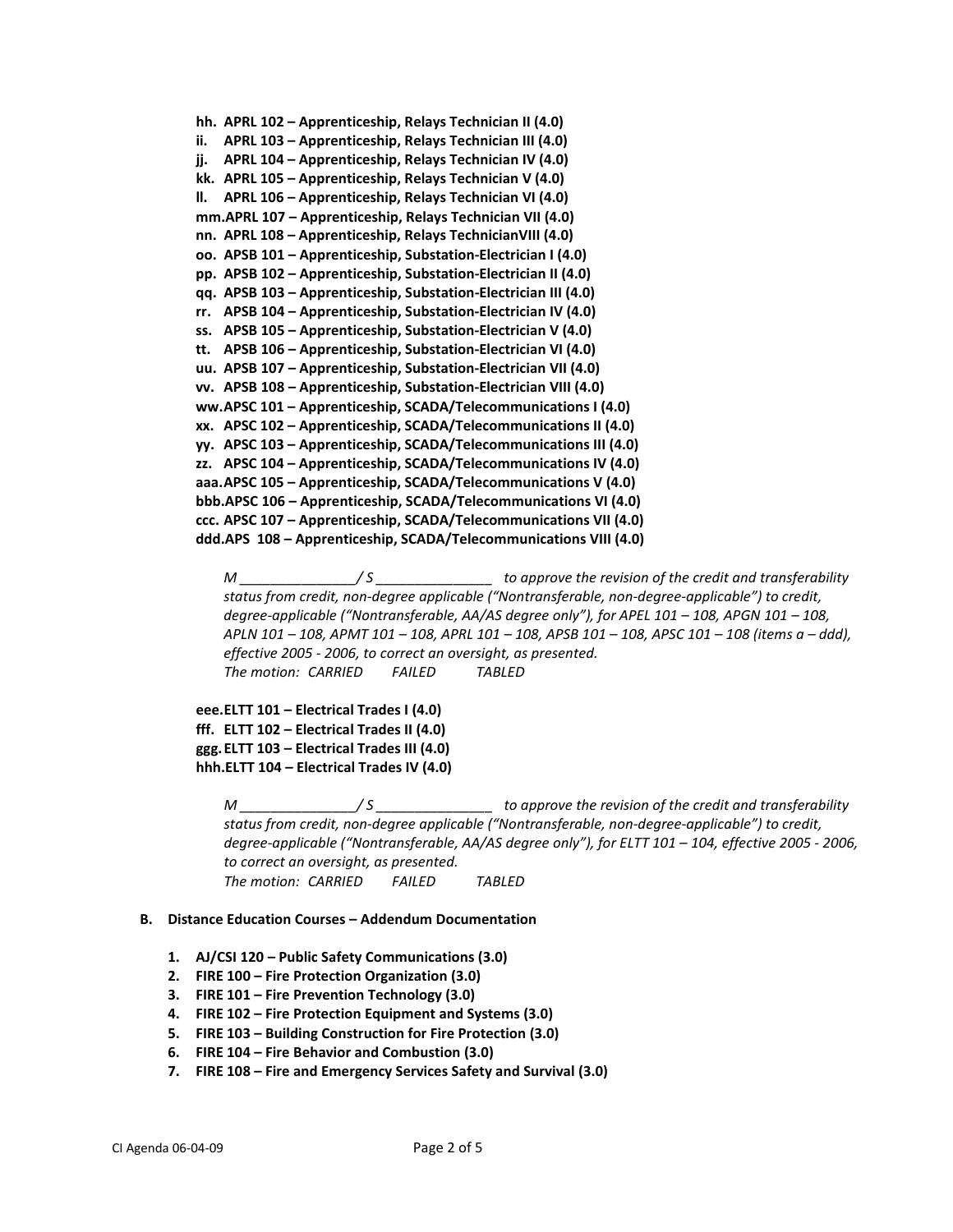**hh. APRL 102 – Apprenticeship, Relays Technician II (4.0)**
**ii. APRL 103 – Apprenticeship, Relays Technician III (4.0)**
**jj. APRL 104 – Apprenticeship, Relays Technician IV (4.0)**
**kk. APRL 105 – Apprenticeship, Relays Technician V (4.0)**
**ll. APRL 106 – Apprenticeship, Relays Technician VI (4.0)**
**mm. APRL 107 – Apprenticeship, Relays Technician VII (4.0)**
**nn. APRL 108 – Apprenticeship, Relays TechnicianVIII (4.0)**
**oo. APSB 101 – Apprenticeship, Substation-Electrician I (4.0)**
**pp. APSB 102 – Apprenticeship, Substation-Electrician II (4.0)**
**qq. APSB 103 – Apprenticeship, Substation-Electrician III (4.0)**
**rr. APSB 104 – Apprenticeship, Substation-Electrician IV (4.0)**
**ss. APSB 105 – Apprenticeship, Substation-Electrician V (4.0)**
**tt. APSB 106 – Apprenticeship, Substation-Electrician VI (4.0)**
**uu. APSB 107 – Apprenticeship, Substation-Electrician VII (4.0)**
**vv. APSB 108 – Apprenticeship, Substation-Electrician VIII (4.0)**
**ww. APSC 101 – Apprenticeship, SCADA/Telecommunications I (4.0)**
**xx. APSC 102 – Apprenticeship, SCADA/Telecommunications II (4.0)**
**yy. APSC 103 – Apprenticeship, SCADA/Telecommunications III (4.0)**
**zz. APSC 104 – Apprenticeship, SCADA/Telecommunications IV (4.0)**
**aaa. APSC 105 – Apprenticeship, SCADA/Telecommunications V (4.0)**
**bbb. APSC 106 – Apprenticeship, SCADA/Telecommunications VI (4.0)**
**ccc. APSC 107 – Apprenticeship, SCADA/Telecommunications VII (4.0)**
**ddd. APS 108 – Apprenticeship, SCADA/Telecommunications VIII (4.0)**

*M _______________/ S _______________ to approve the revision of the credit and transferability status from credit, non-degree applicable ("Nontransferable, non-degree-applicable") to credit, degree-applicable ("Nontransferable, AA/AS degree only"), for APEL 101 – 108, APGN 101 – 108, APLN 101 – 108, APMT 101 – 108, APRL 101 – 108, APSB 101 – 108, APSC 101 – 108 (items a – ddd), effective 2005 - 2006, to correct an oversight, as presented.*
*The motion: CARRIED FAILED TABLED*

**eee. ELTT 101 – Electrical Trades I (4.0)**
**fff. ELTT 102 – Electrical Trades II (4.0)**
**ggg. ELTT 103 – Electrical Trades III (4.0)**
**hhh. ELTT 104 – Electrical Trades IV (4.0)**

*M _______________/ S _______________ to approve the revision of the credit and transferability status from credit, non-degree applicable ("Nontransferable, non-degree-applicable") to credit, degree-applicable ("Nontransferable, AA/AS degree only"), for ELTT 101 – 104, effective 2005 - 2006, to correct an oversight, as presented.*
*The motion: CARRIED FAILED TABLED*

**B. Distance Education Courses – Addendum Documentation**

1. **AJ/CSI 120 – Public Safety Communications (3.0)**
2. **FIRE 100 – Fire Protection Organization (3.0)**
3. **FIRE 101 – Fire Prevention Technology (3.0)**
4. **FIRE 102 – Fire Protection Equipment and Systems (3.0)**
5. **FIRE 103 – Building Construction for Fire Protection (3.0)**
6. **FIRE 104 – Fire Behavior and Combustion (3.0)**
7. **FIRE 108 – Fire and Emergency Services Safety and Survival (3.0)**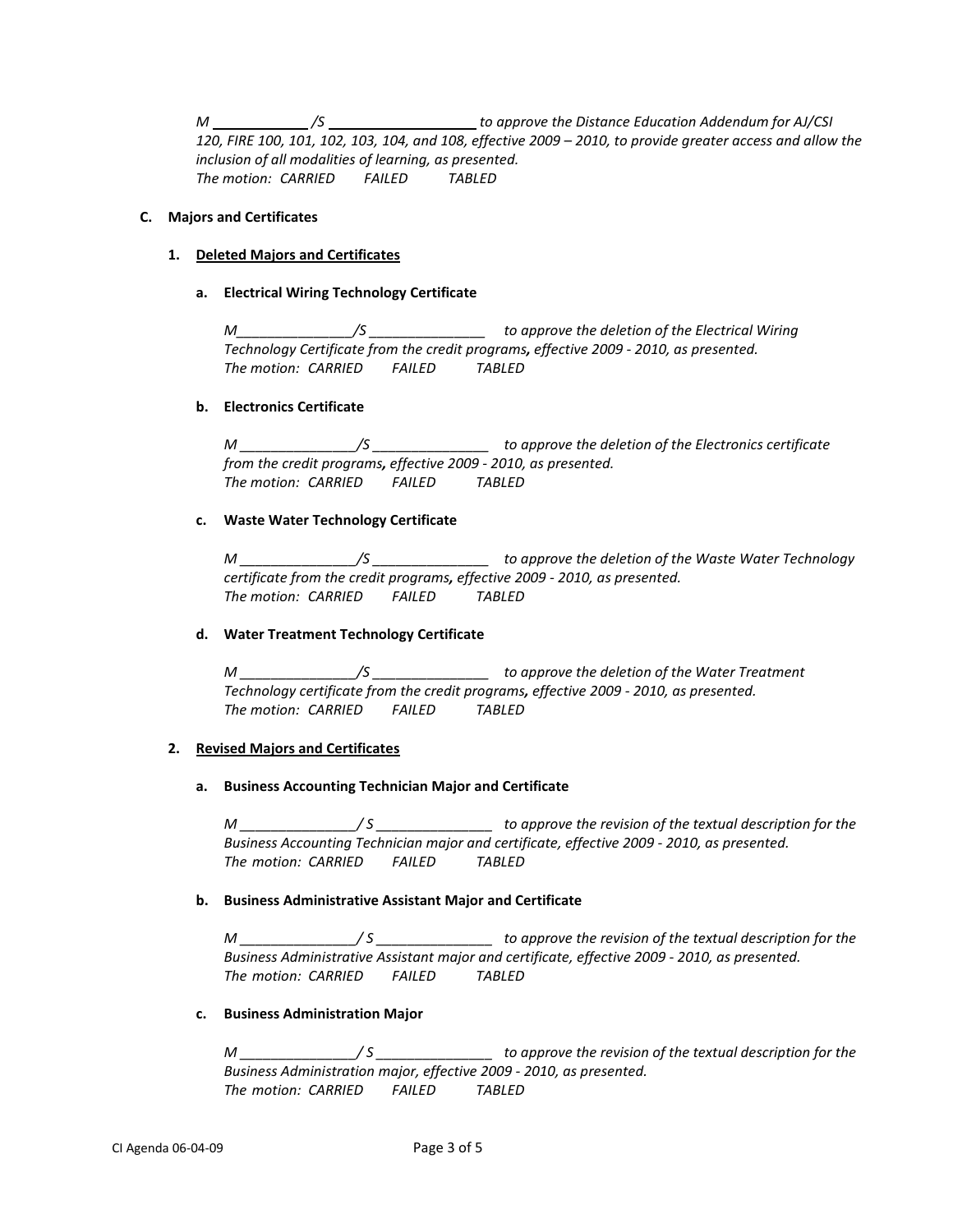*M \_\_\_\_\_\_\_\_\_\_\_\_ /S \_\_\_\_\_\_\_\_\_\_\_\_\_\_\_\_\_\_ to approve the Distance Education Addendum for AJ/CSI 120, FIRE 100, 101, 102, 103, 104, and 108, effective 2009 – 2010, to provide greater access and allow the inclusion of all modalities of learning, as presented.*
*The motion: CARRIED FAILED TABLED*

**C. Majors and Certificates**

**1. <u>Deleted Majors and Certificates</u>**

**a. Electrical Wiring Technology Certificate**

*M\_\_\_\_\_\_\_\_\_\_\_\_\_\_\_/S \_\_\_\_\_\_\_\_\_\_\_\_\_\_\_ to approve the deletion of the Electrical Wiring Technology Certificate from the credit programs, effective 2009 - 2010, as presented.*
*The motion: CARRIED FAILED TABLED*

**b. Electronics Certificate**

*M \_\_\_\_\_\_\_\_\_\_\_\_\_\_\_/S \_\_\_\_\_\_\_\_\_\_\_\_\_\_\_ to approve the deletion of the Electronics certificate from the credit programs, effective 2009 - 2010, as presented.*
*The motion: CARRIED FAILED TABLED*

**c. Waste Water Technology Certificate**

*M \_\_\_\_\_\_\_\_\_\_\_\_\_\_\_/S \_\_\_\_\_\_\_\_\_\_\_\_\_\_\_ to approve the deletion of the Waste Water Technology certificate from the credit programs, effective 2009 - 2010, as presented.*
*The motion: CARRIED FAILED TABLED*

**d. Water Treatment Technology Certificate**

*M \_\_\_\_\_\_\_\_\_\_\_\_\_\_\_/S \_\_\_\_\_\_\_\_\_\_\_\_\_\_\_ to approve the deletion of the Water Treatment Technology certificate from the credit programs, effective 2009 - 2010, as presented.*
*The motion: CARRIED FAILED TABLED*

**2. <u>Revised Majors and Certificates</u>**

**a. Business Accounting Technician Major and Certificate**

*M \_\_\_\_\_\_\_\_\_\_\_\_\_\_\_/ S \_\_\_\_\_\_\_\_\_\_\_\_\_\_\_ to approve the revision of the textual description for the Business Accounting Technician major and certificate, effective 2009 - 2010, as presented.*
*The motion: CARRIED FAILED TABLED*

**b. Business Administrative Assistant Major and Certificate**

*M \_\_\_\_\_\_\_\_\_\_\_\_\_\_\_/ S \_\_\_\_\_\_\_\_\_\_\_\_\_\_\_ to approve the revision of the textual description for the Business Administrative Assistant major and certificate, effective 2009 - 2010, as presented.*
*The motion: CARRIED FAILED TABLED*

**c. Business Administration Major**

*M \_\_\_\_\_\_\_\_\_\_\_\_\_\_\_/ S \_\_\_\_\_\_\_\_\_\_\_\_\_\_\_ to approve the revision of the textual description for the Business Administration major, effective 2009 - 2010, as presented.*
*The motion: CARRIED FAILED TABLED*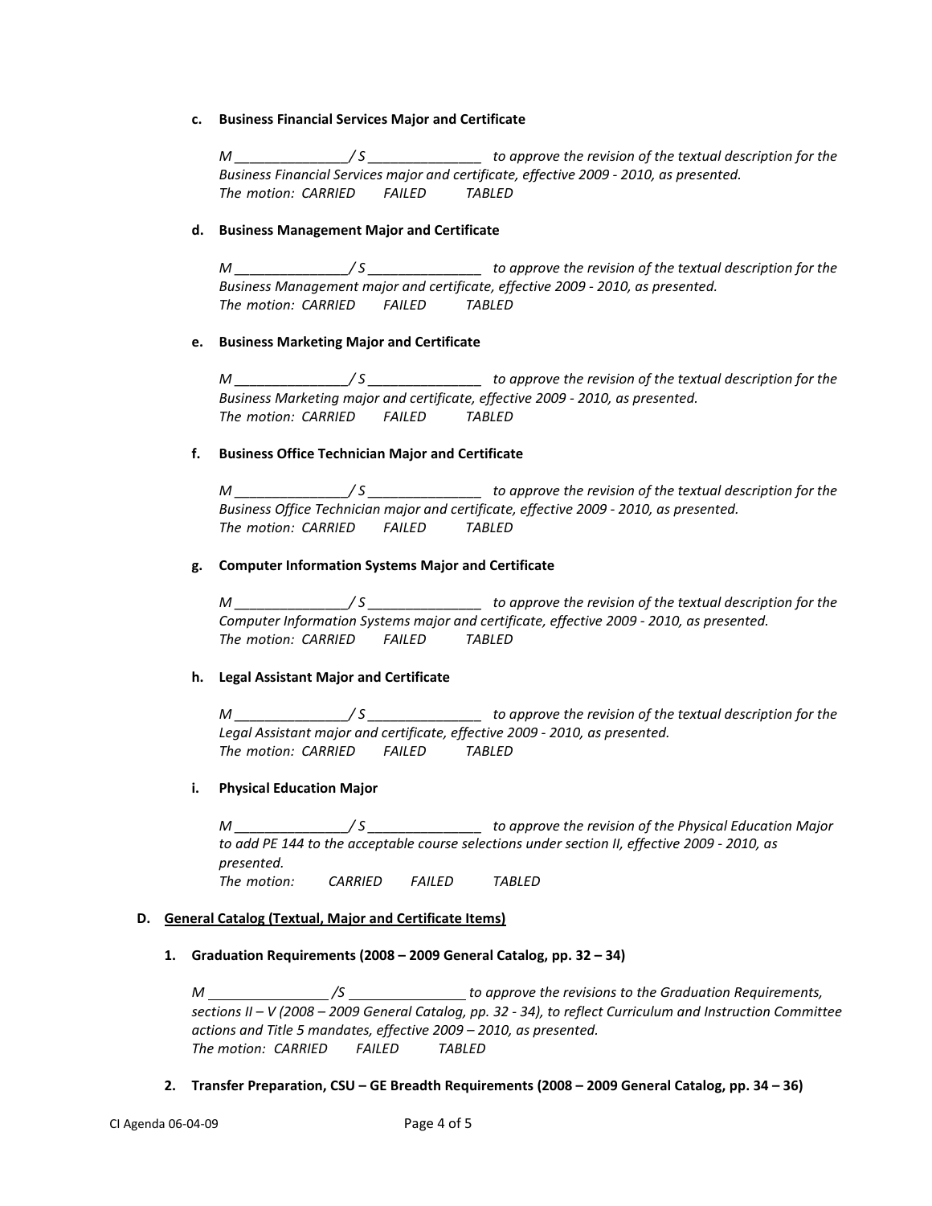c. **Business Financial Services Major and Certificate**

*M _______________/ S _______________ to approve the revision of the textual description for the Business Financial Services major and certificate, effective 2009 - 2010, as presented.*
*The motion: CARRIED FAILED TABLED*

d. **Business Management Major and Certificate**

*M _______________/ S _______________ to approve the revision of the textual description for the Business Management major and certificate, effective 2009 - 2010, as presented.*
*The motion: CARRIED FAILED TABLED*

e. **Business Marketing Major and Certificate**

*M _______________/ S _______________ to approve the revision of the textual description for the Business Marketing major and certificate, effective 2009 - 2010, as presented.*
*The motion: CARRIED FAILED TABLED*

f. **Business Office Technician Major and Certificate**

*M _______________/ S _______________ to approve the revision of the textual description for the Business Office Technician major and certificate, effective 2009 - 2010, as presented.*
*The motion: CARRIED FAILED TABLED*

g. **Computer Information Systems Major and Certificate**

*M _______________/ S _______________ to approve the revision of the textual description for the Computer Information Systems major and certificate, effective 2009 - 2010, as presented.*
*The motion: CARRIED FAILED TABLED*

h. **Legal Assistant Major and Certificate**

*M _______________/ S _______________ to approve the revision of the textual description for the Legal Assistant major and certificate, effective 2009 - 2010, as presented.*
*The motion: CARRIED FAILED TABLED*

i. **Physical Education Major**

*M _______________/ S _______________ to approve the revision of the Physical Education Major to add PE 144 to the acceptable course selections under section II, effective 2009 - 2010, as presented.*
*The motion: CARRIED FAILED TABLED*

**D. General Catalog (Textual, Major and Certificate Items)**

**1. Graduation Requirements (2008 – 2009 General Catalog, pp. 32 – 34)**

*M _______________ /S _______________ to approve the revisions to the Graduation Requirements, sections II – V (2008 – 2009 General Catalog, pp. 32 - 34), to reflect Curriculum and Instruction Committee actions and Title 5 mandates, effective 2009 – 2010, as presented.*
*The motion: CARRIED FAILED TABLED*

**2. Transfer Preparation, CSU – GE Breadth Requirements (2008 – 2009 General Catalog, pp. 34 – 36)**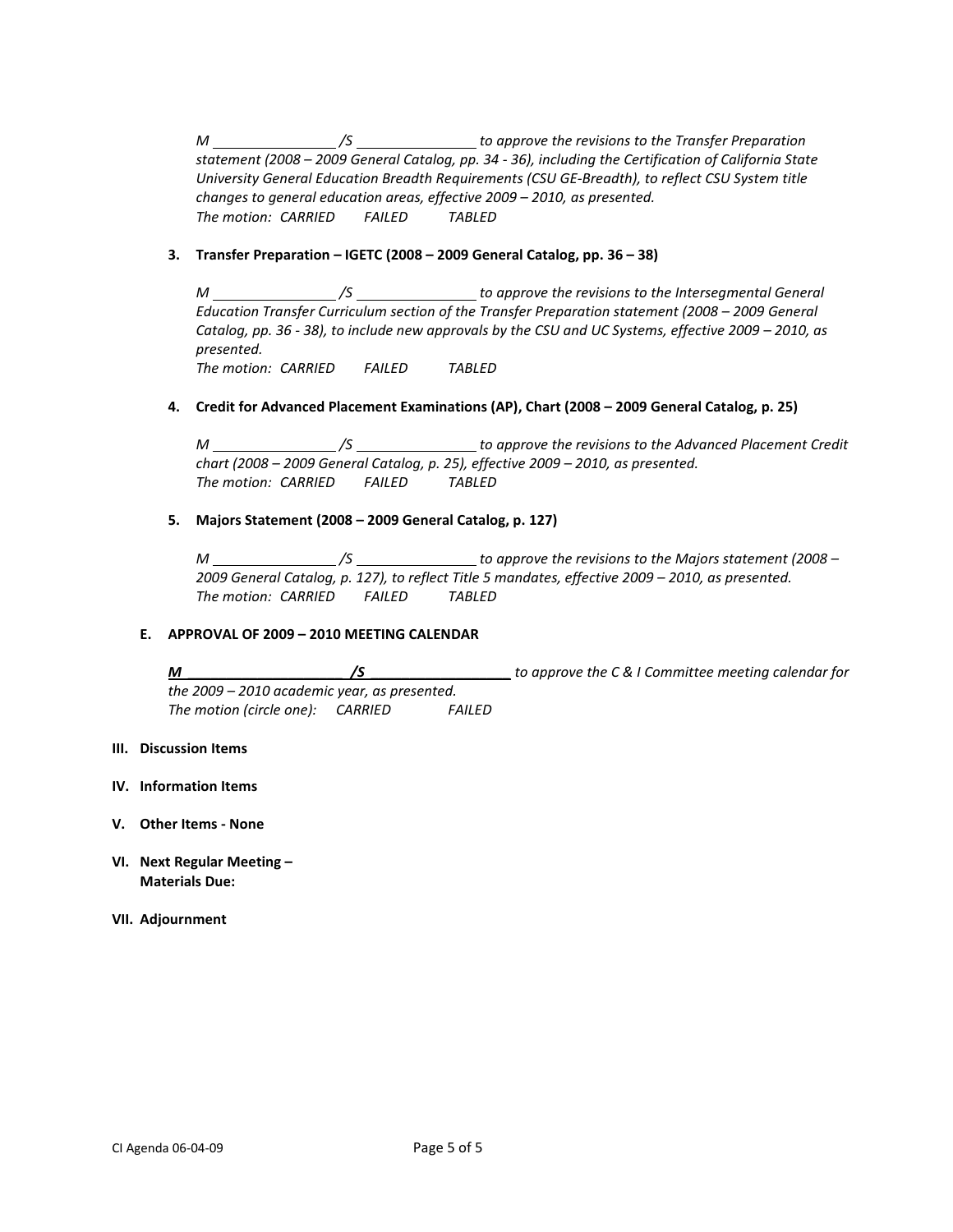*M \_\_\_\_\_\_\_\_\_\_\_\_\_\_\_\_ /S \_\_\_\_\_\_\_\_\_\_\_\_\_\_\_\_ to approve the revisions to the Transfer Preparation statement (2008 – 2009 General Catalog, pp. 34 - 36), including the Certification of California State University General Education Breadth Requirements (CSU GE-Breadth), to reflect CSU System title changes to general education areas, effective 2009 – 2010, as presented.*
*The motion: CARRIED FAILED TABLED*

**3. Transfer Preparation – IGETC (2008 – 2009 General Catalog, pp. 36 – 38)**

*M \_\_\_\_\_\_\_\_\_\_\_\_\_\_\_\_ /S \_\_\_\_\_\_\_\_\_\_\_\_\_\_\_\_ to approve the revisions to the Intersegmental General Education Transfer Curriculum section of the Transfer Preparation statement (2008 – 2009 General Catalog, pp. 36 - 38), to include new approvals by the CSU and UC Systems, effective 2009 – 2010, as presented.*
*The motion: CARRIED FAILED TABLED*

**4. Credit for Advanced Placement Examinations (AP), Chart (2008 – 2009 General Catalog, p. 25)**

*M \_\_\_\_\_\_\_\_\_\_\_\_\_\_\_\_ /S \_\_\_\_\_\_\_\_\_\_\_\_\_\_\_\_ to approve the revisions to the Advanced Placement Credit chart (2008 – 2009 General Catalog, p. 25), effective 2009 – 2010, as presented.*
*The motion: CARRIED FAILED TABLED*

**5. Majors Statement (2008 – 2009 General Catalog, p. 127)**

*M \_\_\_\_\_\_\_\_\_\_\_\_\_\_\_\_ /S \_\_\_\_\_\_\_\_\_\_\_\_\_\_\_\_ to approve the revisions to the Majors statement (2008 – 2009 General Catalog, p. 127), to reflect Title 5 mandates, effective 2009 – 2010, as presented.*
*The motion: CARRIED FAILED TABLED*

**E. APPROVAL OF 2009 – 2010 MEETING CALENDAR**

***M \_\_\_\_\_\_\_\_\_\_\_\_\_\_\_\_\_\_\_\_ /S \_\_\_\_\_\_\_\_\_\_\_\_\_\_\_\_\_\_*** *to approve the C & I Committee meeting calendar for the 2009 – 2010 academic year, as presented.*
*The motion (circle one): CARRIED FAILED*

**III. Discussion Items**

**IV. Information Items**

**V. Other Items - None**

**VI. Next Regular Meeting –**
**Materials Due:**

**VII. Adjournment**